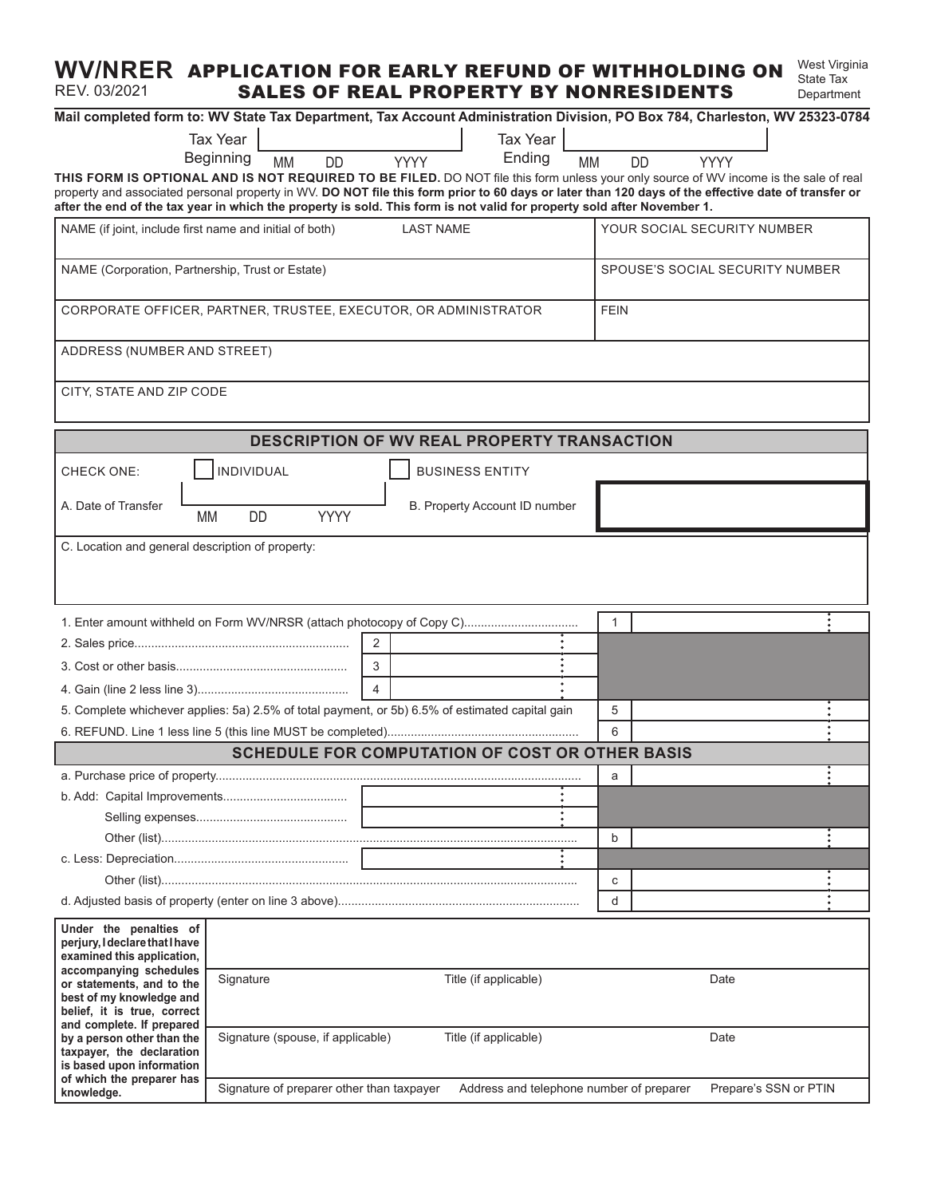# WV/NRER APPLICATION FOR EARLY REFUND OF WITHHOLDING ON SALES OF REAL PROPERTY BY NONRESIDENTS

REV. 03/2021

West Virginia State Tax Department

**Mail completed form to: WV State Tax Department, Tax Account Administration Division, PO Box 784, Charleston, WV 25323-0784**

| Tax Year Beginning | MM DD YYYY | Tax Year Ending | MM DD YYYY |
|---|---|---|---|

**THIS FORM IS OPTIONAL AND IS NOT REQUIRED TO BE FILED.** DO NOT file this form unless your only source of WV income is the sale of real property and associated personal property in WV. **DO NOT file this form prior to 60 days or later than 120 days of the effective date of transfer or after the end of the tax year in which the property is sold. This form is not valid for property sold after November 1.**

| | |
|---|---|
| NAME (if joint, include first name and initial of both) LAST NAME | YOUR SOCIAL SECURITY NUMBER |
| NAME (Corporation, Partnership, Trust or Estate) | SPOUSE'S SOCIAL SECURITY NUMBER |
| CORPORATE OFFICER, PARTNER, TRUSTEE, EXECUTOR, OR ADMINISTRATOR | FEIN |
| ADDRESS (NUMBER AND STREET) | |
| CITY, STATE AND ZIP CODE | |

## DESCRIPTION OF WV REAL PROPERTY TRANSACTION

CHECK ONE: ☐ INDIVIDUAL ☐ BUSINESS ENTITY

A. Date of Transfer MM DD YYYY B. Property Account ID number

C. Location and general description of property:

| Line | | | | |
|---|---|---|---|---|
| 1. Enter amount withheld on Form WV/NRSR (attach photocopy of Copy C) | | | 1 | |
| 2. Sales price | 2 | | | |
| 3. Cost or other basis | 3 | | | |
| 4. Gain (line 2 less line 3) | 4 | | | |
| 5. Complete whichever applies: 5a) 2.5% of total payment, or 5b) 6.5% of estimated capital gain | | | 5 | |
| 6. REFUND. Line 1 less line 5 (this line MUST be completed) | | | 6 | |

## SCHEDULE FOR COMPUTATION OF COST OR OTHER BASIS

| Item | | | |
|---|---|---|---|
| a. Purchase price of property | | a | |
| b. Add: Capital Improvements | | | |
| Selling expenses | | | |
| Other (list) | | b | |
| c. Less: Depreciation | | | |
| Other (list) | | c | |
| d. Adjusted basis of property (enter on line 3 above) | | d | |

**Under the penalties of perjury, I declare that I have examined this application, accompanying schedules or statements, and to the best of my knowledge and belief, it is true, correct and complete. If prepared by a person other than the taxpayer, the declaration is based upon information of which the preparer has knowledge.**

| | | |
|---|---|---|
| Signature | Title (if applicable) | Date |
| Signature (spouse, if applicable) | Title (if applicable) | Date |
| Signature of preparer other than taxpayer | Address and telephone number of preparer | Prepare's SSN or PTIN |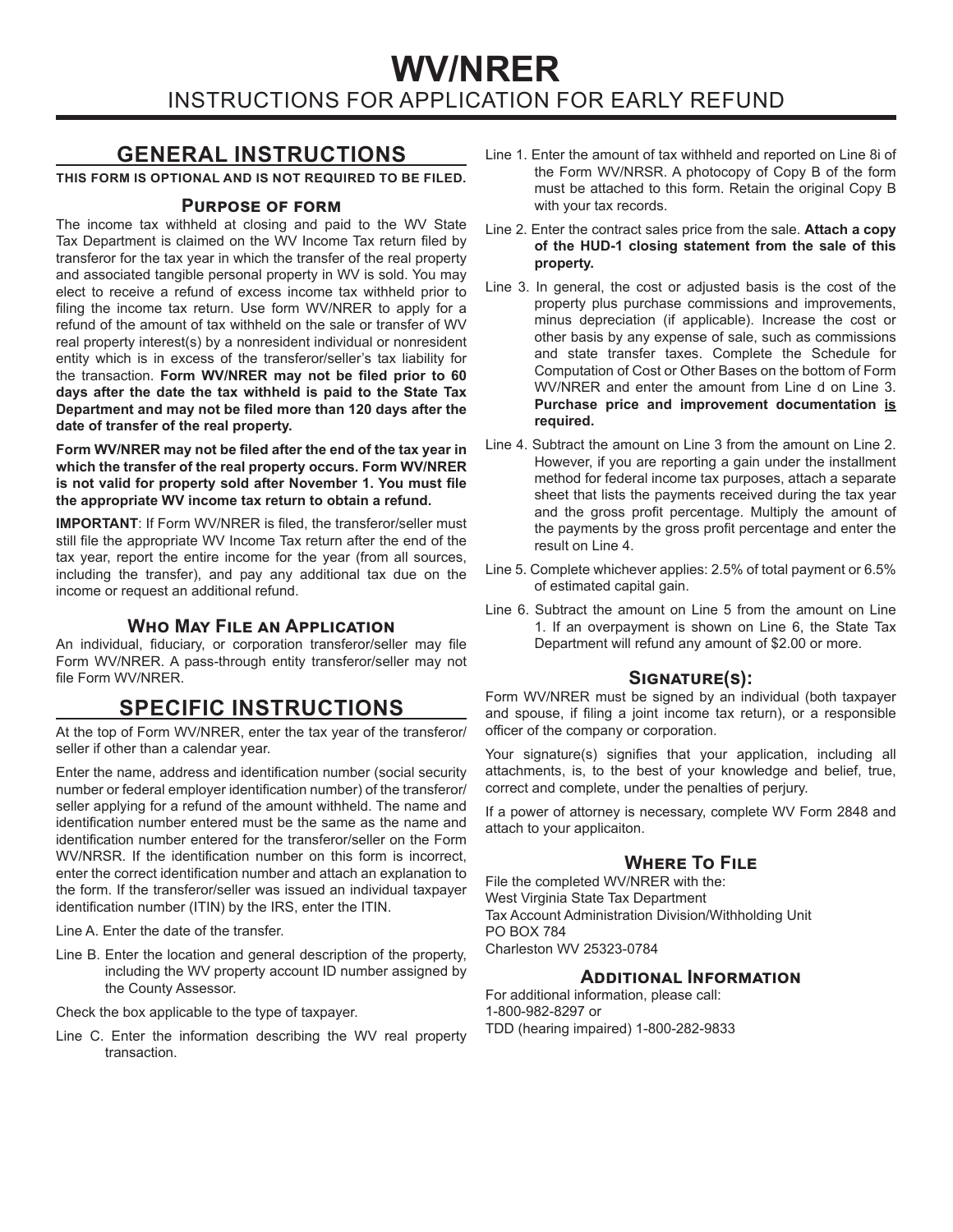# WV/NRER

## INSTRUCTIONS FOR APPLICATION FOR EARLY REFUND

## GENERAL INSTRUCTIONS

**THIS FORM IS OPTIONAL AND IS NOT REQUIRED TO BE FILED.**

### Purpose of form

The income tax withheld at closing and paid to the WV State Tax Department is claimed on the WV Income Tax return filed by transferor for the tax year in which the transfer of the real property and associated tangible personal property in WV is sold. You may elect to receive a refund of excess income tax withheld prior to filing the income tax return. Use form WV/NRER to apply for a refund of the amount of tax withheld on the sale or transfer of WV real property interest(s) by a nonresident individual or nonresident entity which is in excess of the transferor/seller's tax liability for the transaction. **Form WV/NRER may not be filed prior to 60 days after the date the tax withheld is paid to the State Tax Department and may not be filed more than 120 days after the date of transfer of the real property.**

**Form WV/NRER may not be filed after the end of the tax year in which the transfer of the real property occurs. Form WV/NRER is not valid for property sold after November 1. You must file the appropriate WV income tax return to obtain a refund.**

**IMPORTANT**: If Form WV/NRER is filed, the transferor/seller must still file the appropriate WV Income Tax return after the end of the tax year, report the entire income for the year (from all sources, including the transfer), and pay any additional tax due on the income or request an additional refund.

### Who May File an Application

An individual, fiduciary, or corporation transferor/seller may file Form WV/NRER. A pass-through entity transferor/seller may not file Form WV/NRER.

## SPECIFIC INSTRUCTIONS

At the top of Form WV/NRER, enter the tax year of the transferor/seller if other than a calendar year.

Enter the name, address and identification number (social security number or federal employer identification number) of the transferor/seller applying for a refund of the amount withheld. The name and identification number entered must be the same as the name and identification number entered for the transferor/seller on the Form WV/NRSR. If the identification number on this form is incorrect, enter the correct identification number and attach an explanation to the form. If the transferor/seller was issued an individual taxpayer identification number (ITIN) by the IRS, enter the ITIN.

Line A. Enter the date of the transfer.

Line B. Enter the location and general description of the property, including the WV property account ID number assigned by the County Assessor.

Check the box applicable to the type of taxpayer.

Line C. Enter the information describing the WV real property transaction.

Line 1. Enter the amount of tax withheld and reported on Line 8i of the Form WV/NRSR. A photocopy of Copy B of the form must be attached to this form. Retain the original Copy B with your tax records.

Line 2. Enter the contract sales price from the sale. **Attach a copy of the HUD-1 closing statement from the sale of this property.**

Line 3. In general, the cost or adjusted basis is the cost of the property plus purchase commissions and improvements, minus depreciation (if applicable). Increase the cost or other basis by any expense of sale, such as commissions and state transfer taxes. Complete the Schedule for Computation of Cost or Other Bases on the bottom of Form WV/NRER and enter the amount from Line d on Line 3. **Purchase price and improvement documentation is required.**

Line 4. Subtract the amount on Line 3 from the amount on Line 2. However, if you are reporting a gain under the installment method for federal income tax purposes, attach a separate sheet that lists the payments received during the tax year and the gross profit percentage. Multiply the amount of the payments by the gross profit percentage and enter the result on Line 4.

Line 5. Complete whichever applies: 2.5% of total payment or 6.5% of estimated capital gain.

Line 6. Subtract the amount on Line 5 from the amount on Line 1. If an overpayment is shown on Line 6, the State Tax Department will refund any amount of $2.00 or more.

### Signature(s):

Form WV/NRER must be signed by an individual (both taxpayer and spouse, if filing a joint income tax return), or a responsible officer of the company or corporation.

Your signature(s) signifies that your application, including all attachments, is, to the best of your knowledge and belief, true, correct and complete, under the penalties of perjury.

If a power of attorney is necessary, complete WV Form 2848 and attach to your applicaiton.

### Where To File

File the completed WV/NRER with the:
West Virginia State Tax Department
Tax Account Administration Division/Withholding Unit
PO BOX 784
Charleston WV 25323-0784

### Additional Information

For additional information, please call:
1-800-982-8297 or
TDD (hearing impaired) 1-800-282-9833